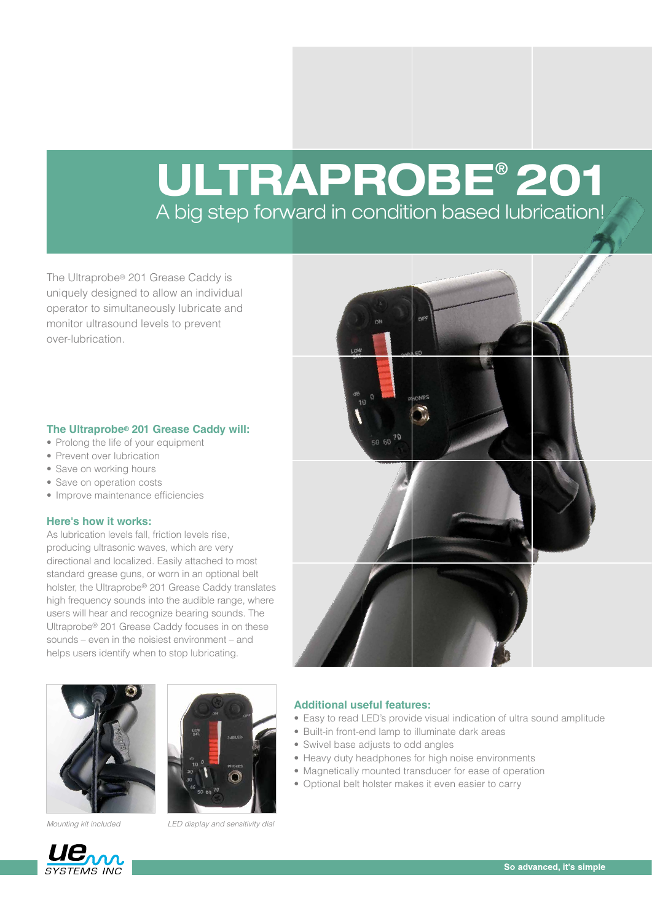# ULTRAPROBE® 201

## A big step forward in condition based lubrication!

The Ultraprobe® 201 Grease Caddy is uniquely designed to allow an individual operator to simultaneously lubricate and monitor ultrasound levels to prevent over-lubrication.

### The Ultraprobe® 201 Grease Caddy will:

- Prolong the life of your equipment
- Prevent over lubrication
- Save on working hours
- Save on operation costs
- Improve maintenance efficiencies

### Here's how it works:

As lubrication levels fall, friction levels rise, producing ultrasonic waves, which are very directional and localized. Easily attached to most standard grease guns, or worn in an optional belt holster, the Ultraprobe® 201 Grease Caddy translates high frequency sounds into the audible range, where users will hear and recognize bearing sounds. The Ultraprobe® 201 Grease Caddy focuses in on these sounds – even in the noisiest environment – and helps users identify when to stop lubricating.

*Mounting kit included*

*LED display and sensitivity dial*

### Additional useful features:

- Easy to read LED's provide visual indication of ultra sound amplitude
- Built-in front-end lamp to illuminate dark areas
- Swivel base adjusts to odd angles
- Heavy duty headphones for high noise environments
- Magnetically mounted transducer for ease of operation
- Optional belt holster makes it even easier to carry

UE SYSTEMS INC

So advanced, it's simple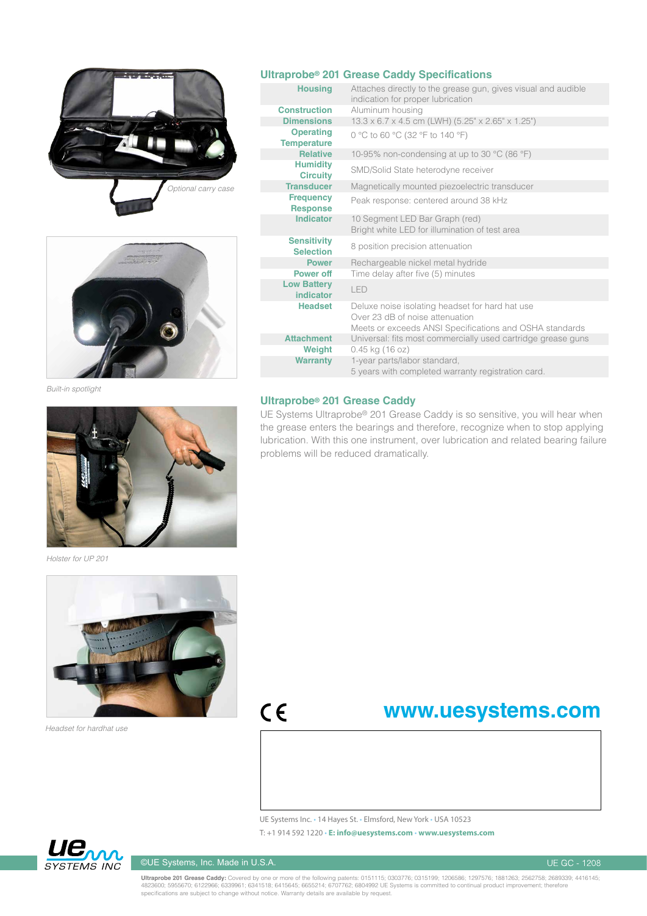*Optional carry case*

*Built-in spotlight*

*Holster for UP 201*

*Headset for hardhat use*

## Ultraprobe® 201 Grease Caddy Specifications

| | |
|---|---|
| **Housing** | Attaches directly to the grease gun, gives visual and audible indication for proper lubrication |
| **Construction** | Aluminum housing |
| **Dimensions** | 13.3 x 6.7 x 4.5 cm (LWH) (5.25" x 2.65" x 1.25") |
| **Operating Temperature** | 0 °C to 60 °C (32 °F to 140 °F) |
| **Relative Humidity** | 10-95% non-condensing at up to 30 °C (86 °F) |
| **Circuity** | SMD/Solid State heterodyne receiver |
| **Transducer** | Magnetically mounted piezoelectric transducer |
| **Frequency Response** | Peak response: centered around 38 kHz |
| **Indicator** | 10 Segment LED Bar Graph (red)<br>Bright white LED for illumination of test area |
| **Sensitivity Selection** | 8 position precision attenuation |
| **Power** | Rechargeable nickel metal hydride |
| **Power off** | Time delay after five (5) minutes |
| **Low Battery indicator** | LED |
| **Headset** | Deluxe noise isolating headset for hard hat use<br>Over 23 dB of noise attenuation<br>Meets or exceeds ANSI Specifications and OSHA standards |
| **Attachment** | Universal: fits most commercially used cartridge grease guns |
| **Weight** | 0.45 kg (16 oz) |
| **Warranty** | 1-year parts/labor standard,<br>5 years with completed warranty registration card. |

## Ultraprobe® 201 Grease Caddy

UE Systems Ultraprobe® 201 Grease Caddy is so sensitive, you will hear when the grease enters the bearings and therefore, recognize when to stop applying lubrication. With this one instrument, over lubrication and related bearing failure problems will be reduced dramatically.

CE

**www.uesystems.com**

UE Systems Inc. • 14 Hayes St. • Elmsford, New York • USA 10523

T: +1 914 592 1220 • **E: info@uesystems.com** • **www.uesystems.com**

UE SYSTEMS INC

©UE Systems, Inc. Made in U.S.A.

UE GC - 1208

**Ultraprobe 201 Grease Caddy:** Covered by one or more of the following patents: 0151115; 0303776; 0315199; 1206586; 1297576; 1881263; 2562758; 2689339; 4416145; 4823600; 5955670; 6122966; 6339961; 6341518; 6415645; 6655214; 6707762; 6804992 UE Systems is committed to continual product improvement; therefore specifications are subject to change without notice. Warranty details are available by request.